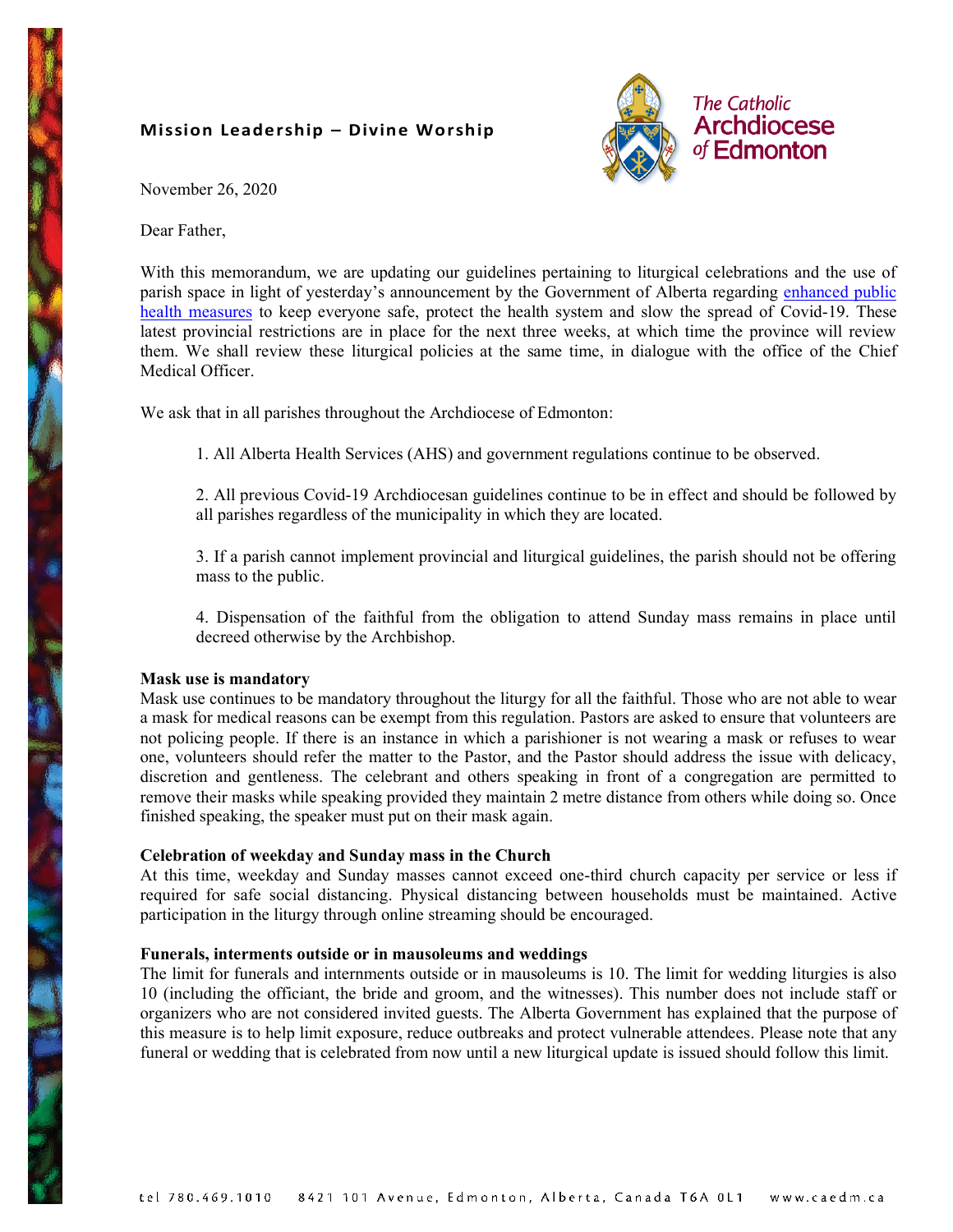**Mission Leadership – Divine Worship**

The Catholic Archdiocese of Edmonton

November 26, 2020

Dear Father,

With this memorandum, we are updating our guidelines pertaining to liturgical celebrations and the use of parish space in light of yesterday's announcement by the Government of Alberta regarding enhanced public health measures to keep everyone safe, protect the health system and slow the spread of Covid-19. These latest provincial restrictions are in place for the next three weeks, at which time the province will review them. We shall review these liturgical policies at the same time, in dialogue with the office of the Chief Medical Officer.

We ask that in all parishes throughout the Archdiocese of Edmonton:

1. All Alberta Health Services (AHS) and government regulations continue to be observed.

2. All previous Covid-19 Archdiocesan guidelines continue to be in effect and should be followed by all parishes regardless of the municipality in which they are located.

3. If a parish cannot implement provincial and liturgical guidelines, the parish should not be offering mass to the public.

4. Dispensation of the faithful from the obligation to attend Sunday mass remains in place until decreed otherwise by the Archbishop.

**Mask use is mandatory**

Mask use continues to be mandatory throughout the liturgy for all the faithful. Those who are not able to wear a mask for medical reasons can be exempt from this regulation. Pastors are asked to ensure that volunteers are not policing people. If there is an instance in which a parishioner is not wearing a mask or refuses to wear one, volunteers should refer the matter to the Pastor, and the Pastor should address the issue with delicacy, discretion and gentleness. The celebrant and others speaking in front of a congregation are permitted to remove their masks while speaking provided they maintain 2 metre distance from others while doing so. Once finished speaking, the speaker must put on their mask again.

**Celebration of weekday and Sunday mass in the Church**

At this time, weekday and Sunday masses cannot exceed one-third church capacity per service or less if required for safe social distancing. Physical distancing between households must be maintained. Active participation in the liturgy through online streaming should be encouraged.

**Funerals, interments outside or in mausoleums and weddings**

The limit for funerals and internments outside or in mausoleums is 10. The limit for wedding liturgies is also 10 (including the officiant, the bride and groom, and the witnesses). This number does not include staff or organizers who are not considered invited guests. The Alberta Government has explained that the purpose of this measure is to help limit exposure, reduce outbreaks and protect vulnerable attendees. Please note that any funeral or wedding that is celebrated from now until a new liturgical update is issued should follow this limit.

tel 780.469.1010 8421 101 Avenue, Edmonton, Alberta, Canada T6A 0L1 www.caedm.ca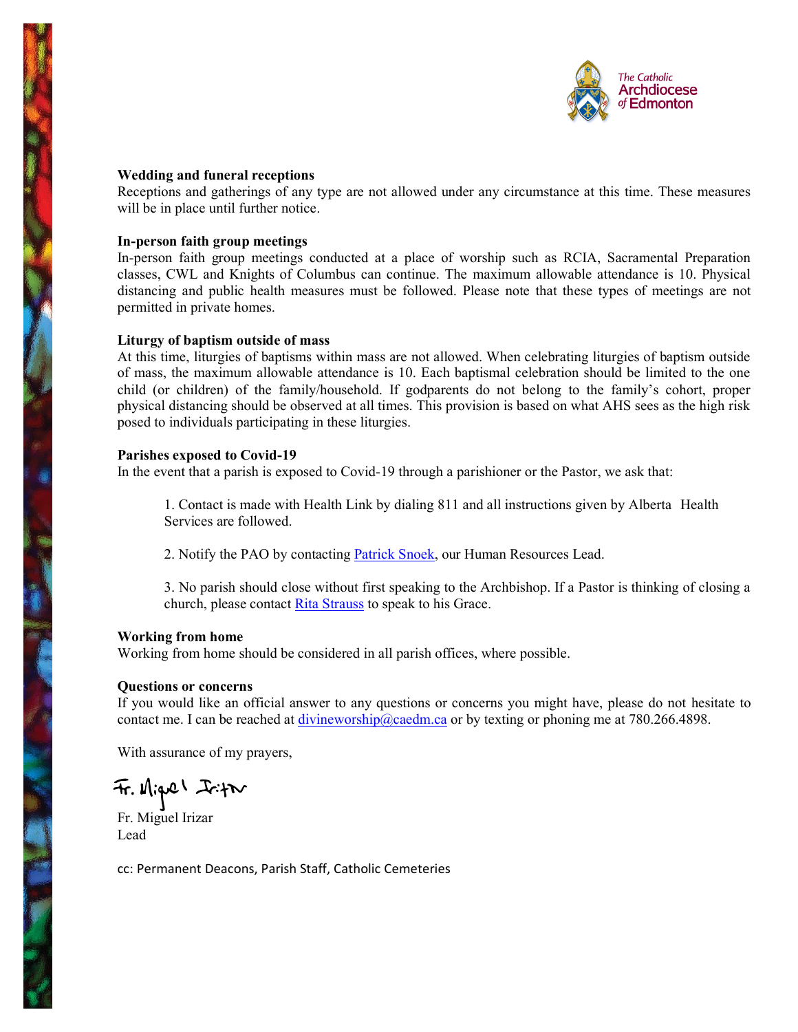**Wedding and funeral receptions**
Receptions and gatherings of any type are not allowed under any circumstance at this time. These measures will be in place until further notice.

**In-person faith group meetings**
In-person faith group meetings conducted at a place of worship such as RCIA, Sacramental Preparation classes, CWL and Knights of Columbus can continue. The maximum allowable attendance is 10. Physical distancing and public health measures must be followed. Please note that these types of meetings are not permitted in private homes.

**Liturgy of baptism outside of mass**
At this time, liturgies of baptisms within mass are not allowed. When celebrating liturgies of baptism outside of mass, the maximum allowable attendance is 10. Each baptismal celebration should be limited to the one child (or children) of the family/household. If godparents do not belong to the family's cohort, proper physical distancing should be observed at all times. This provision is based on what AHS sees as the high risk posed to individuals participating in these liturgies.

**Parishes exposed to Covid-19**
In the event that a parish is exposed to Covid-19 through a parishioner or the Pastor, we ask that:

1. Contact is made with Health Link by dialing 811 and all instructions given by Alberta Health Services are followed.

2. Notify the PAO by contacting Patrick Snoek, our Human Resources Lead.

3. No parish should close without first speaking to the Archbishop. If a Pastor is thinking of closing a church, please contact Rita Strauss to speak to his Grace.

**Working from home**
Working from home should be considered in all parish offices, where possible.

**Questions or concerns**
If you would like an official answer to any questions or concerns you might have, please do not hesitate to contact me. I can be reached at divineworship@caedm.ca or by texting or phoning me at 780.266.4898.

With assurance of my prayers,

Fr. Miguel Irizar

Fr. Miguel Irizar
Lead

cc: Permanent Deacons, Parish Staff, Catholic Cemeteries